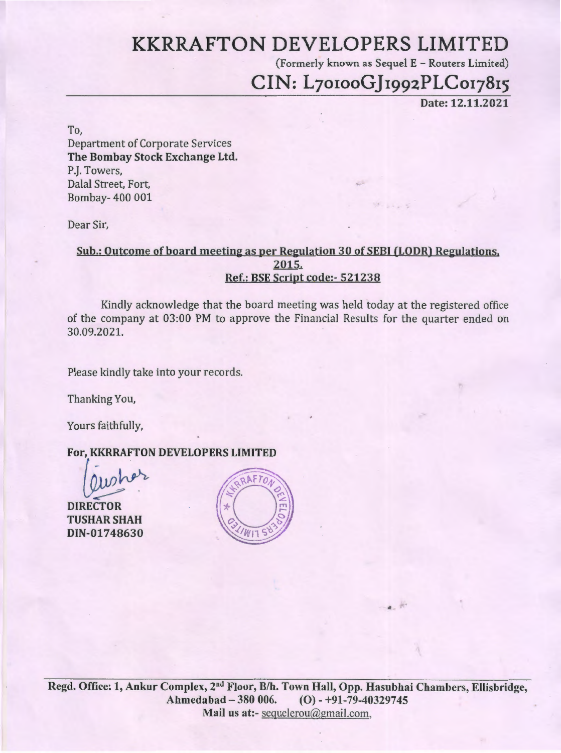# KKRRAFTON DEVELOPERS LIMITED

(Formerly known as Sequel E – Routers Limited)

## CIN: L70100GJ1992PLC017815

**Date: 12.11.2021**

To,
Department of Corporate Services
**The Bombay Stock Exchange Ltd.**
P.J. Towers,
Dalal Street, Fort,
Bombay- 400 001

Dear Sir,

**Sub.: Outcome of board meeting as per Regulation 30 of SEBI (LODR) Regulations, 2015.**
**Ref.: BSE Script code:- 521238**

Kindly acknowledge that the board meeting was held today at the registered office of the company at 03:00 PM to approve the Financial Results for the quarter ended on 30.09.2021.

Please kindly take into your records.

Thanking You,

Yours faithfully,

**For, KKRRAFTON DEVELOPERS LIMITED**

**DIRECTOR**
**TUSHAR SHAH**
**DIN-01748630**

**Regd. Office: 1, Ankur Complex, 2nd Floor, B/h. Town Hall, Opp. Hasubhai Chambers, Ellisbridge, Ahmedabad – 380 006. (O) - +91-79-40329745**
**Mail us at:-** sequelerou@gmail.com,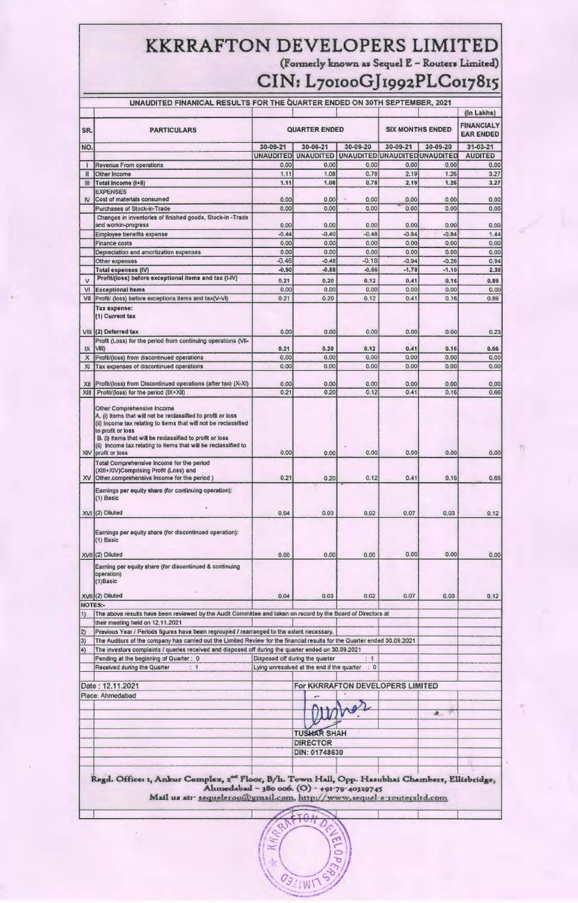# KKRRAFTON DEVELOPERS LIMITED

(Formerly known as Sequel E – Routers Limited)

## CIN: L70100GJ1992PLC017815

**UNAUDITED FINANICAL RESULTS FOR THE QUARTER ENDED ON 30TH SEPTEMBER, 2021**

(In Lakhs)

| SR. NO. | PARTICULARS | QUARTER ENDED | | | SIX MONTHS ENDED | | FINANCIALY EAR ENDED |
|---|---|---|---|---|---|---|---|
| | | 30-09-21 | 30-06-21 | 30-09-20 | 30-09-21 | 30-09-20 | 31-03-21 |
| | | UNAUDITED | UNAUDITED | UNAUDITED | UNAUDITED | UNAUDITED | AUDITED |
| I | Revenue From operations | 0.00 | 0.00 | 0.00 | 0.00 | 0.00 | 0.00 |
| II | Other Income | 1.11 | 1.08 | 0.78 | 2.19 | 1.26 | 3.27 |
| III | **Total Income (I+II)** | **1.11** | **1.08** | **0.78** | **2.19** | **1.26** | **3.27** |
| IV | **EXPENSES** | | | | | | |
| | Cost of materials consumed | 0.00 | 0.00 | 0.00 | 0.00 | 0.00 | 0.00 |
| | Purchases of Stock-in-Trade | 0.00 | 0.00 | 0.00 | 0.00 | 0.00 | 0.00 |
| | Changes in inventories of finished goods, Stock-in -Trade and workin-progress | 0.00 | 0.00 | 0.00 | 0.00 | 0.00 | 0.00 |
| | Employee benefits expense | -0.44 | -0.40 | -0.48 | -0.84 | -0.84 | 1.44 |
| | Finance costs | 0.00 | 0.00 | 0.00 | 0.00 | 0.00 | 0.00 |
| | Depreciation and amortization expenses | 0.00 | 0.00 | 0.00 | 0.00 | 0.00 | 0.00 |
| | Other expenses | -0.46 | -0.48 | -0.18 | -0.94 | -0.26 | 0.94 |
| | **Total expenses (IV)** | **-0.90** | **-0.88** | **-0.66** | **-1.78** | **-1.10** | **2.38** |
| V | **Profit/(loss) before exceptional items and tax (I-IV)** | **0.21** | **0.20** | **0.12** | **0.41** | **0.16** | **0.89** |
| VI | **Exceptional Items** | 0.00 | 0.00 | 0.00 | 0.00 | 0.00 | 0.00 |
| VII | Profit/ (loss) before exceptions items and tax(V-VI) | 0.21 | 0.20 | 0.12 | 0.41 | 0.16 | 0.89 |
| VIII | **Tax expense:**<br>**(1) Current tax**<br>**(2) Deferred tax** | 0.00 | 0.00 | 0.00 | 0.00 | 0.00 | 0.23 |
| IX | Profit (Loss) for the period from continuing operations (VII-VIII) | **0.21** | **0.20** | **0.12** | **0.41** | **0.16** | **0.66** |
| X | Profit/(loss) from discontinued operations | 0.00 | 0.00 | 0.00 | 0.00 | 0.00 | 0.00 |
| XI | Tax expenses of discontinued operations | 0.00 | 0.00 | 0.00 | 0.00 | 0.00 | 0.00 |
| XII | Profit/(loss) from Discontinued operations (after tax) (X-XI) | 0.00 | 0.00 | 0.00 | 0.00 | 0.00 | 0.00 |
| XIII | Profit/(loss) for the period (IX+XII) | 0.21 | 0.20 | 0.12 | 0.41 | 0.16 | 0.66 |
| XIV | Other Comprehensive Income<br>A. (i) Items that will not be reclassified to profit or loss<br>(ii) Income tax relating to items that will not be reclassified to profit or loss<br>B. (i) Items that will be reclassified to profit or loss<br>(ii) Income tax relating to items that will be reclassified to profit or loss | 0.00 | 0.00 | 0.00 | 0.00 | 0.00 | 0.00 |
| XV | Total Comprehensive Income for the period (XIII+XIV)Comprising Profit (Loss) and Other.comprehensive Income for the period ) | 0.21 | 0.20 | 0.12 | 0.41 | 0.16 | 0.66 |
| XVI | Earnings per equity share (for continuing operation):<br>(1) Basic<br>(2) Diluted | 0.04 | 0.03 | 0.02 | 0.07 | 0.03 | 0.12 |
| XVII | Earnings per equity share (for discontinued operation):<br>(1) Basic<br>(2) Diluted | 0.00 | 0.00 | 0.00 | 0.00 | 0.00 | 0.00 |
| XVIII | Earning per equity share (for discontinued & continuing operation)<br>(1)Basic<br>(2) Diluted | 0.04 | 0.03 | 0.02 | 0.07 | 0.03 | 0.12 |

**NOTES:-**

1) The above results have been reviewed by the Audit Committee and taken on record by the Board of Directors at their meeting held on 12.11.2021

2) Previous Year / Periods figures have been regrouped / rearranged to the extent necessary.

3) The Auditors of the company has carried out the Limited Review for the financial results for the Quarter ended 30.09.2021

4) The investors complaints / queries received and disposed off during the quarter ended on 30.09.2021

| | |
|---|---|
| Pending at the beginning of Quarter : 0 | Disposed off during the quarter : 1 |
| Received during the Quarter : 1 | Lying unresolved at the end if the quarter : 0 |

Date : 12.11.2021

Place: Ahmedabad

For KKRRAFTON DEVELOPERS LIMITED

TUSHAR SHAH
DIRECTOR
DIN: 01748630

Regd. Office: 1, Ankur Complex, 2nd Floor, B/h. Town Hall, Opp. Hasubhai Chambers, Ellisbridge, Ahmedabad – 380 006. (O) - +91-79-40329745
Mail us at:- sequelerou@gmail.com, http://www.sequel-e-routersltd.com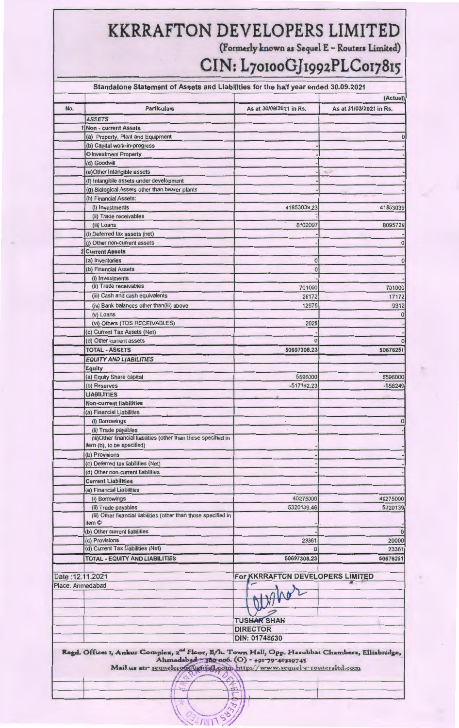# KKRRAFTON DEVELOPERS LIMITED

(Formerly known as Sequel E - Routers Limited)

## CIN: L70100GJ1992PLC017815

### Standalone Statement of Assets and Liabilities for the half year ended 30.09.2021

(Actual)

| No. | Particulars | As at 30/09/2021 in Rs. | As at 31/03/2021 in Rs. |
|---|---|---|---|
| | *ASSETS* | | |
| 1 | **Non - current Assets** | | |
| | (a) Property, Plant and Equipment | | 0 |
| | (b) Capital work-in-progress | - | - |
| | © Investment Property | - | - |
| | (d) Goodwill | - | - |
| | (e)Other Intangible assets | - | - |
| | (f) Intangible assets under development | - | - |
| | (g) Biological Assets other than bearer plants | - | - |
| | (h) Financial Assets: | | |
| | (i) Investments | 41853039.23 | 41853039 |
| | (ii) Trade receivables | - | |
| | (iii) Loans | 8102097 | 8095728 |
| | (i) Deferred tax assets (net) | - | - |
| | (j) Other non-current assets | - | 0 |
| 2 | **Current Assets** | | |
| | (a) Inventories | 0 | 0 |
| | (b) Financial Assets | 0 | |
| | (i) Investments | - | - |
| | (ii) Trade receivables | 701000 | 701000 |
| | (iii) Cash and cash equivalents | 26172 | 17172 |
| | (iv) Bank balances other than(iii) above | 12975 | 9312 |
| | (v) Loans | | 0 |
| | (vi) Others (TDS RECEIVABLES) | 2025 | - |
| | (c) Current Tax Assets (Net) | - | - |
| | (d) Other current assets | 0 | 0 |
| | **TOTAL - ASSETS** | **50697308.23** | **50676251** |
| | *EQUITY AND LIABILITIES* | | |
| | **Equity** | | |
| | (a) Equity Share capital | 5596000 | 5596000 |
| | (b) Reserves | -517192.23 | -558249 |
| | **LIABILITIES** | | |
| | **Non-current liabilities** | | |
| | (a) Financial Liabilities | | |
| | (i) Borrowings | - | 0 |
| | (ii) Trade payables | - | - |
| | (iii)Other financial liabilities (other than those specified in item (b), to be specified) | - | - |
| | (b) Provisions | - | - |
| | (c) Deferred tax liabilities (Net) | - | - |
| | (d) Other non-current liabilities | - | - |
| | **Current Liabilities** | | |
| | (a) Financial Liabilities | | |
| | (i) Borrowings | 40275000 | 40275000 |
| | (ii) Trade payables | 5320139.46 | 5320139 |
| | (iii) Other financial liabilities (other than those specified in item © | - | - |
| | (b) Other current liabilities | - | 0 |
| | (c) Provisions | 23361 | 20000 |
| | (d) Current Tax Liabilities (Net) | 0 | 23361 |
| | **TOTAL - EQUITY AND LIABILITIES** | **50697308.23** | **50676251** |

Date :12.11.2021

Place: Ahmedabad

For KKRRAFTON DEVELOPERS LIMITED

TUSHAR SHAH
DIRECTOR
DIN: 01748630

Regd. Office: 1, Ankur Complex, 2nd Floor, B/h. Town Hall, Opp. Hasubhai Chambers, Ellisbridge, Ahmedabad - 380 006. (O) - +91-79-40320745

Mail us at:- sequelerouter@gmail.com http://www.sequel-e-routersltd.com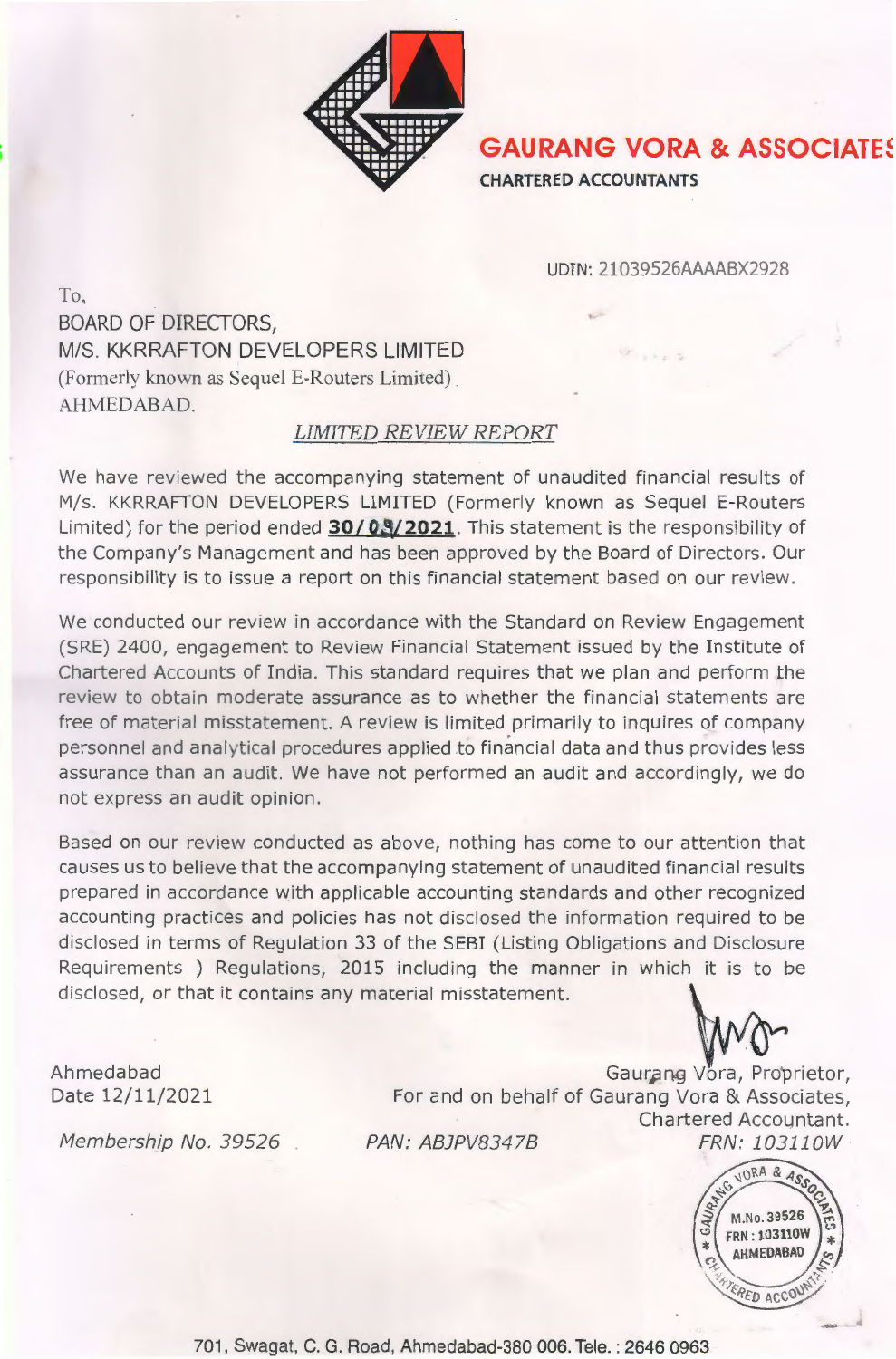# GAURANG VORA & ASSOCIATES

**CHARTERED ACCOUNTANTS**

UDIN: 21039526AAAABX2928

To,
BOARD OF DIRECTORS,
M/S. KKRRAFTON DEVELOPERS LIMITED
(Formerly known as Sequel E-Routers Limited)
AHMEDABAD.

## *LIMITED REVIEW REPORT*

We have reviewed the accompanying statement of unaudited financial results of M/s. KKRRAFTON DEVELOPERS LIMITED (Formerly known as Sequel E-Routers Limited) for the period ended **30/09/2021**. This statement is the responsibility of the Company's Management and has been approved by the Board of Directors. Our responsibility is to issue a report on this financial statement based on our review.

We conducted our review in accordance with the Standard on Review Engagement (SRE) 2400, engagement to Review Financial Statement issued by the Institute of Chartered Accounts of India. This standard requires that we plan and perform the review to obtain moderate assurance as to whether the financial statements are free of material misstatement. A review is limited primarily to inquires of company personnel and analytical procedures applied to financial data and thus provides less assurance than an audit. We have not performed an audit and accordingly, we do not express an audit opinion.

Based on our review conducted as above, nothing has come to our attention that causes us to believe that the accompanying statement of unaudited financial results prepared in accordance with applicable accounting standards and other recognized accounting practices and policies has not disclosed the information required to be disclosed in terms of Regulation 33 of the SEBI (Listing Obligations and Disclosure Requirements ) Regulations, 2015 including the manner in which it is to be disclosed, or that it contains any material misstatement.

Ahmedabad
Date 12/11/2021

Gaurang Vora, Proprietor,
For and on behalf of Gaurang Vora & Associates,
Chartered Accountant.

*Membership No. 39526* *PAN: ABJPV8347B* *FRN: 103110W*

GAURANG VORA & ASSOCIATES M.No. 39526 FRN : 103110W AHMEDABAD CHARTERED ACCOUNTANTS

701, Swagat, C. G. Road, Ahmedabad-380 006. Tele. : 2646 0963